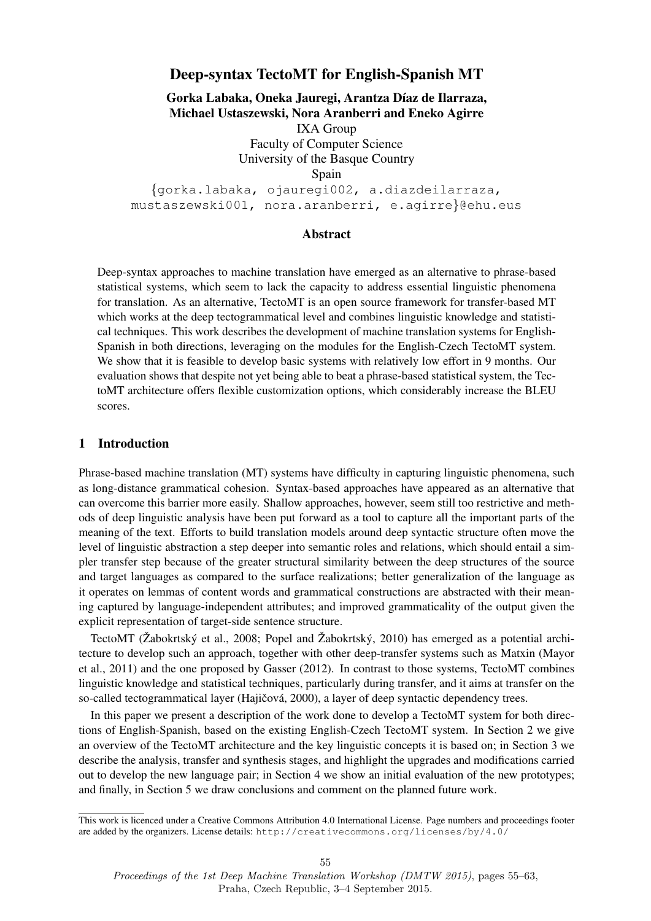# Deep-syntax TectoMT for English-Spanish MT

**Gorka Labaka, Oneka Jauregi, Arantza Díaz de Ilarraza, Michael Ustaszewski, Nora Aranberri and Eneko Agirre**

IXA Group
Faculty of Computer Science
University of the Basque Country
Spain

{gorka.labaka, ojauregi002, a.diazdeilarraza, mustaszewski001, nora.aranberri, e.agirre}@ehu.eus

## Abstract

Deep-syntax approaches to machine translation have emerged as an alternative to phrase-based statistical systems, which seem to lack the capacity to address essential linguistic phenomena for translation. As an alternative, TectoMT is an open source framework for transfer-based MT which works at the deep tectogrammatical level and combines linguistic knowledge and statistical techniques. This work describes the development of machine translation systems for English-Spanish in both directions, leveraging on the modules for the English-Czech TectoMT system. We show that it is feasible to develop basic systems with relatively low effort in 9 months. Our evaluation shows that despite not yet being able to beat a phrase-based statistical system, the TectoMT architecture offers flexible customization options, which considerably increase the BLEU scores.

## 1 Introduction

Phrase-based machine translation (MT) systems have difficulty in capturing linguistic phenomena, such as long-distance grammatical cohesion. Syntax-based approaches have appeared as an alternative that can overcome this barrier more easily. Shallow approaches, however, seem still too restrictive and methods of deep linguistic analysis have been put forward as a tool to capture all the important parts of the meaning of the text. Efforts to build translation models around deep syntactic structure often move the level of linguistic abstraction a step deeper into semantic roles and relations, which should entail a simpler transfer step because of the greater structural similarity between the deep structures of the source and target languages as compared to the surface realizations; better generalization of the language as it operates on lemmas of content words and grammatical constructions are abstracted with their meaning captured by language-independent attributes; and improved grammaticality of the output given the explicit representation of target-side sentence structure.

TectoMT (Žabokrtský et al., 2008; Popel and Žabokrtský, 2010) has emerged as a potential architecture to develop such an approach, together with other deep-transfer systems such as Matxin (Mayor et al., 2011) and the one proposed by Gasser (2012). In contrast to those systems, TectoMT combines linguistic knowledge and statistical techniques, particularly during transfer, and it aims at transfer on the so-called tectogrammatical layer (Hajičová, 2000), a layer of deep syntactic dependency trees.

In this paper we present a description of the work done to develop a TectoMT system for both directions of English-Spanish, based on the existing English-Czech TectoMT system. In Section 2 we give an overview of the TectoMT architecture and the key linguistic concepts it is based on; in Section 3 we describe the analysis, transfer and synthesis stages, and highlight the upgrades and modifications carried out to develop the new language pair; in Section 4 we show an initial evaluation of the new prototypes; and finally, in Section 5 we draw conclusions and comment on the planned future work.

---

This work is licenced under a Creative Commons Attribution 4.0 International License. Page numbers and proceedings footer are added by the organizers. License details: http://creativecommons.org/licenses/by/4.0/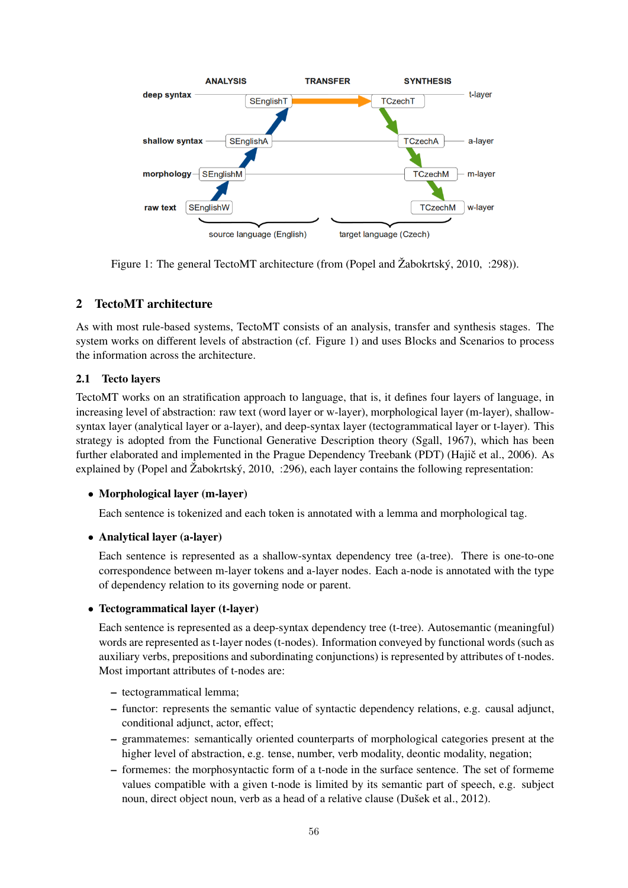Figure 1: The general TectoMT architecture (from (Popel and Žabokrtský, 2010, :298)).

## 2 TectoMT architecture

As with most rule-based systems, TectoMT consists of an analysis, transfer and synthesis stages. The system works on different levels of abstraction (cf. Figure 1) and uses Blocks and Scenarios to process the information across the architecture.

### 2.1 Tecto layers

TectoMT works on an stratification approach to language, that is, it defines four layers of language, in increasing level of abstraction: raw text (word layer or w-layer), morphological layer (m-layer), shallow-syntax layer (analytical layer or a-layer), and deep-syntax layer (tectogrammatical layer or t-layer). This strategy is adopted from the Functional Generative Description theory (Sgall, 1967), which has been further elaborated and implemented in the Prague Dependency Treebank (PDT) (Hajič et al., 2006). As explained by (Popel and Žabokrtský, 2010, :296), each layer contains the following representation:

- **Morphological layer (m-layer)**

  Each sentence is tokenized and each token is annotated with a lemma and morphological tag.

- **Analytical layer (a-layer)**

  Each sentence is represented as a shallow-syntax dependency tree (a-tree). There is one-to-one correspondence between m-layer tokens and a-layer nodes. Each a-node is annotated with the type of dependency relation to its governing node or parent.

- **Tectogrammatical layer (t-layer)**

  Each sentence is represented as a deep-syntax dependency tree (t-tree). Autosemantic (meaningful) words are represented as t-layer nodes (t-nodes). Information conveyed by functional words (such as auxiliary verbs, prepositions and subordinating conjunctions) is represented by attributes of t-nodes. Most important attributes of t-nodes are:

  - tectogrammatical lemma;
  - functor: represents the semantic value of syntactic dependency relations, e.g. causal adjunct, conditional adjunct, actor, effect;
  - grammatemes: semantically oriented counterparts of morphological categories present at the higher level of abstraction, e.g. tense, number, verb modality, deontic modality, negation;
  - formemes: the morphosyntactic form of a t-node in the surface sentence. The set of formeme values compatible with a given t-node is limited by its semantic part of speech, e.g. subject noun, direct object noun, verb as a head of a relative clause (Dušek et al., 2012).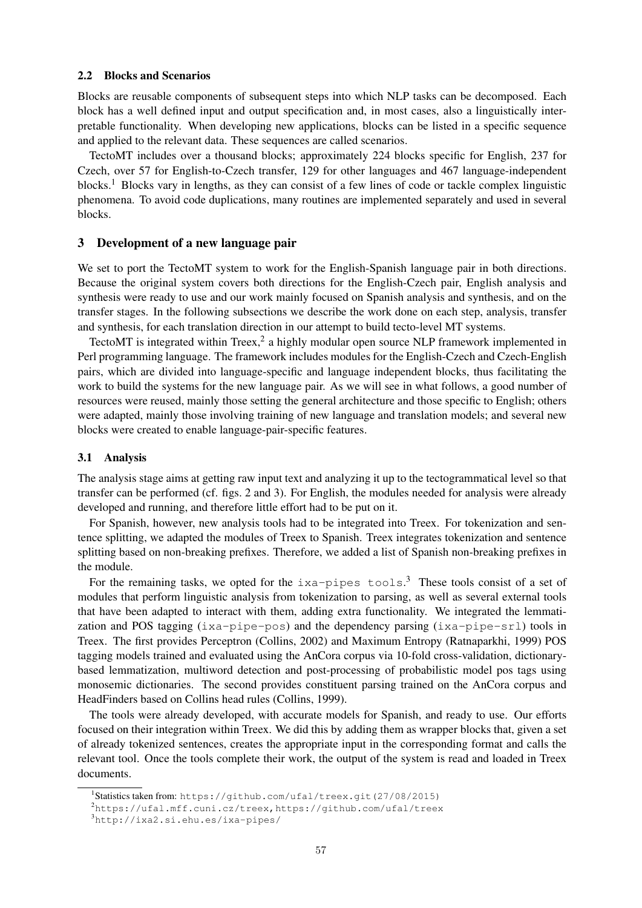### 2.2 Blocks and Scenarios

Blocks are reusable components of subsequent steps into which NLP tasks can be decomposed. Each block has a well defined input and output specification and, in most cases, also a linguistically interpretable functionality. When developing new applications, blocks can be listed in a specific sequence and applied to the relevant data. These sequences are called scenarios.

TectoMT includes over a thousand blocks; approximately 224 blocks specific for English, 237 for Czech, over 57 for English-to-Czech transfer, 129 for other languages and 467 language-independent blocks.[1] Blocks vary in lengths, as they can consist of a few lines of code or tackle complex linguistic phenomena. To avoid code duplications, many routines are implemented separately and used in several blocks.

## 3 Development of a new language pair

We set to port the TectoMT system to work for the English-Spanish language pair in both directions. Because the original system covers both directions for the English-Czech pair, English analysis and synthesis were ready to use and our work mainly focused on Spanish analysis and synthesis, and on the transfer stages. In the following subsections we describe the work done on each step, analysis, transfer and synthesis, for each translation direction in our attempt to build tecto-level MT systems.

TectoMT is integrated within Treex,[2] a highly modular open source NLP framework implemented in Perl programming language. The framework includes modules for the English-Czech and Czech-English pairs, which are divided into language-specific and language independent blocks, thus facilitating the work to build the systems for the new language pair. As we will see in what follows, a good number of resources were reused, mainly those setting the general architecture and those specific to English; others were adapted, mainly those involving training of new language and translation models; and several new blocks were created to enable language-pair-specific features.

### 3.1 Analysis

The analysis stage aims at getting raw input text and analyzing it up to the tectogrammatical level so that transfer can be performed (cf. figs. 2 and 3). For English, the modules needed for analysis were already developed and running, and therefore little effort had to be put on it.

For Spanish, however, new analysis tools had to be integrated into Treex. For tokenization and sentence splitting, we adapted the modules of Treex to Spanish. Treex integrates tokenization and sentence splitting based on non-breaking prefixes. Therefore, we added a list of Spanish non-breaking prefixes in the module.

For the remaining tasks, we opted for the `ixa-pipes tools`.[3] These tools consist of a set of modules that perform linguistic analysis from tokenization to parsing, as well as several external tools that have been adapted to interact with them, adding extra functionality. We integrated the lemmatization and POS tagging (`ixa-pipe-pos`) and the dependency parsing (`ixa-pipe-srl`) tools in Treex. The first provides Perceptron (Collins, 2002) and Maximum Entropy (Ratnaparkhi, 1999) POS tagging models trained and evaluated using the AnCora corpus via 10-fold cross-validation, dictionary-based lemmatization, multiword detection and post-processing of probabilistic model pos tags using monosemic dictionaries. The second provides constituent parsing trained on the AnCora corpus and HeadFinders based on Collins head rules (Collins, 1999).

The tools were already developed, with accurate models for Spanish, and ready to use. Our efforts focused on their integration within Treex. We did this by adding them as wrapper blocks that, given a set of already tokenized sentences, creates the appropriate input in the corresponding format and calls the relevant tool. Once the tools complete their work, the output of the system is read and loaded in Treex documents.

---

[1] Statistics taken from: `https://github.com/ufal/treex.git(27/08/2015)`

[2] `https://ufal.mff.cuni.cz/treex,https://github.com/ufal/treex`

[3] `http://ixa2.si.ehu.es/ixa-pipes/`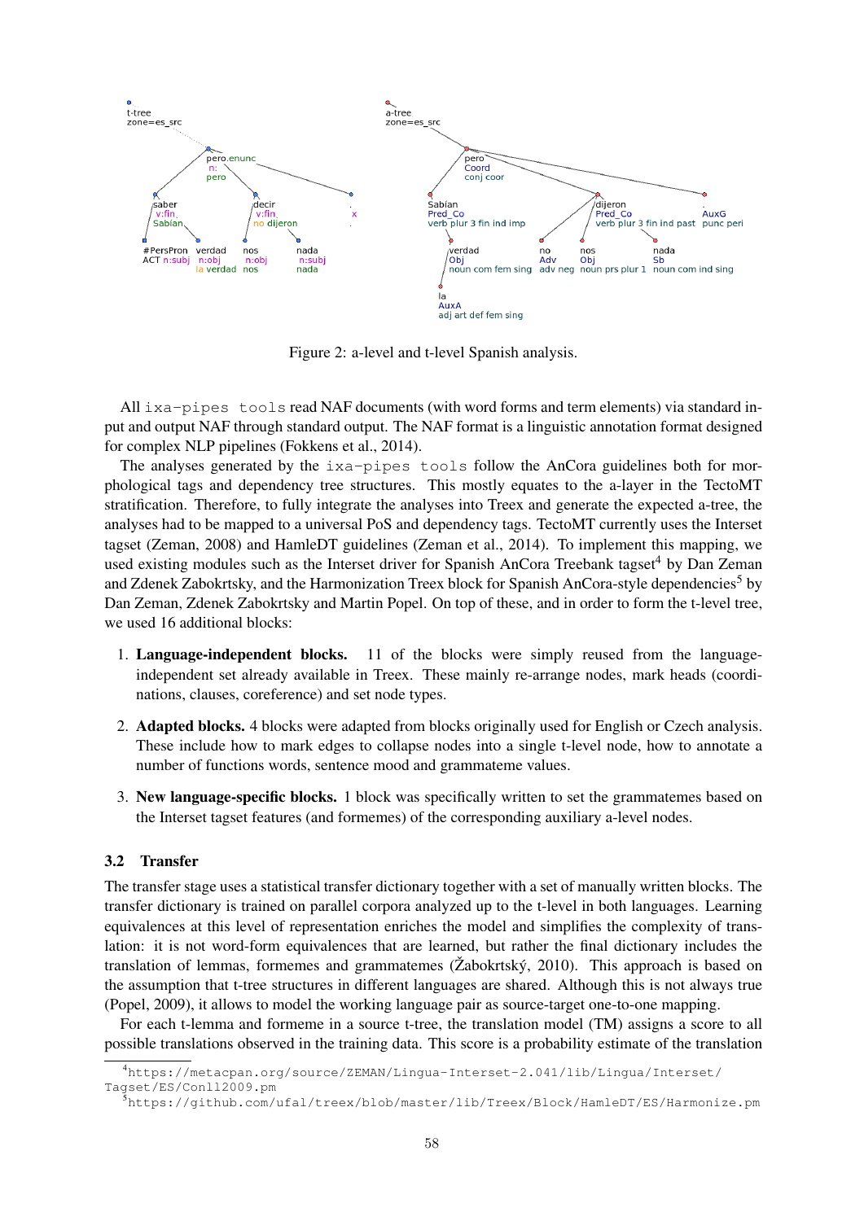Figure 2: a-level and t-level Spanish analysis.

All ixa-pipes tools read NAF documents (with word forms and term elements) via standard input and output NAF through standard output. The NAF format is a linguistic annotation format designed for complex NLP pipelines (Fokkens et al., 2014).

The analyses generated by the ixa-pipes tools follow the AnCora guidelines both for morphological tags and dependency tree structures. This mostly equates to the a-layer in the TectoMT stratification. Therefore, to fully integrate the analyses into Treex and generate the expected a-tree, the analyses had to be mapped to a universal PoS and dependency tags. TectoMT currently uses the Interset tagset (Zeman, 2008) and HamleDT guidelines (Zeman et al., 2014). To implement this mapping, we used existing modules such as the Interset driver for Spanish AnCora Treebank tagset[4] by Dan Zeman and Zdenek Zabokrtsky, and the Harmonization Treex block for Spanish AnCora-style dependencies[5] by Dan Zeman, Zdenek Zabokrtsky and Martin Popel. On top of these, and in order to form the t-level tree, we used 16 additional blocks:

1. **Language-independent blocks.** 11 of the blocks were simply reused from the language-independent set already available in Treex. These mainly re-arrange nodes, mark heads (coordinations, clauses, coreference) and set node types.
2. **Adapted blocks.** 4 blocks were adapted from blocks originally used for English or Czech analysis. These include how to mark edges to collapse nodes into a single t-level node, how to annotate a number of functions words, sentence mood and grammateme values.
3. **New language-specific blocks.** 1 block was specifically written to set the grammatemes based on the Interset tagset features (and formemes) of the corresponding auxiliary a-level nodes.

### 3.2 Transfer

The transfer stage uses a statistical transfer dictionary together with a set of manually written blocks. The transfer dictionary is trained on parallel corpora analyzed up to the t-level in both languages. Learning equivalences at this level of representation enriches the model and simplifies the complexity of translation: it is not word-form equivalences that are learned, but rather the final dictionary includes the translation of lemmas, formemes and grammatemes (Žabokrtský, 2010). This approach is based on the assumption that t-tree structures in different languages are shared. Although this is not always true (Popel, 2009), it allows to model the working language pair as source-target one-to-one mapping.

For each t-lemma and formeme in a source t-tree, the translation model (TM) assigns a score to all possible translations observed in the training data. This score is a probability estimate of the translation

[4] https://metacpan.org/source/ZEMAN/Lingua-Interset-2.041/lib/Lingua/Interset/Tagset/ES/Conll2009.pm

[5] https://github.com/ufal/treex/blob/master/lib/Treex/Block/HamleDT/ES/Harmonize.pm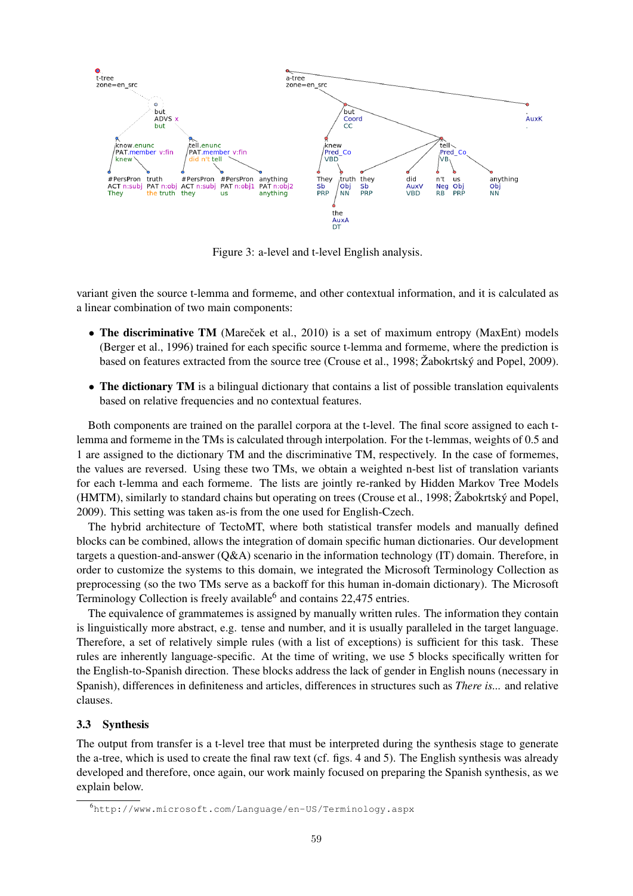Figure 3: a-level and t-level English analysis.

variant given the source t-lemma and formeme, and other contextual information, and it is calculated as a linear combination of two main components:

- **The discriminative TM** (Mareček et al., 2010) is a set of maximum entropy (MaxEnt) models (Berger et al., 1996) trained for each specific source t-lemma and formeme, where the prediction is based on features extracted from the source tree (Crouse et al., 1998; Žabokrtský and Popel, 2009).
- **The dictionary TM** is a bilingual dictionary that contains a list of possible translation equivalents based on relative frequencies and no contextual features.

Both components are trained on the parallel corpora at the t-level. The final score assigned to each t-lemma and formeme in the TMs is calculated through interpolation. For the t-lemmas, weights of 0.5 and 1 are assigned to the dictionary TM and the discriminative TM, respectively. In the case of formemes, the values are reversed. Using these two TMs, we obtain a weighted n-best list of translation variants for each t-lemma and each formeme. The lists are jointly re-ranked by Hidden Markov Tree Models (HMTM), similarly to standard chains but operating on trees (Crouse et al., 1998; Žabokrtský and Popel, 2009). This setting was taken as-is from the one used for English-Czech.

The hybrid architecture of TectoMT, where both statistical transfer models and manually defined blocks can be combined, allows the integration of domain specific human dictionaries. Our development targets a question-and-answer (Q&A) scenario in the information technology (IT) domain. Therefore, in order to customize the systems to this domain, we integrated the Microsoft Terminology Collection as preprocessing (so the two TMs serve as a backoff for this human in-domain dictionary). The Microsoft Terminology Collection is freely available[6] and contains 22,475 entries.

The equivalence of grammatemes is assigned by manually written rules. The information they contain is linguistically more abstract, e.g. tense and number, and it is usually paralleled in the target language. Therefore, a set of relatively simple rules (with a list of exceptions) is sufficient for this task. These rules are inherently language-specific. At the time of writing, we use 5 blocks specifically written for the English-to-Spanish direction. These blocks address the lack of gender in English nouns (necessary in Spanish), differences in definiteness and articles, differences in structures such as *There is...* and relative clauses.

### 3.3 Synthesis

The output from transfer is a t-level tree that must be interpreted during the synthesis stage to generate the a-tree, which is used to create the final raw text (cf. figs. 4 and 5). The English synthesis was already developed and therefore, once again, our work mainly focused on preparing the Spanish synthesis, as we explain below.

[6] http://www.microsoft.com/Language/en-US/Terminology.aspx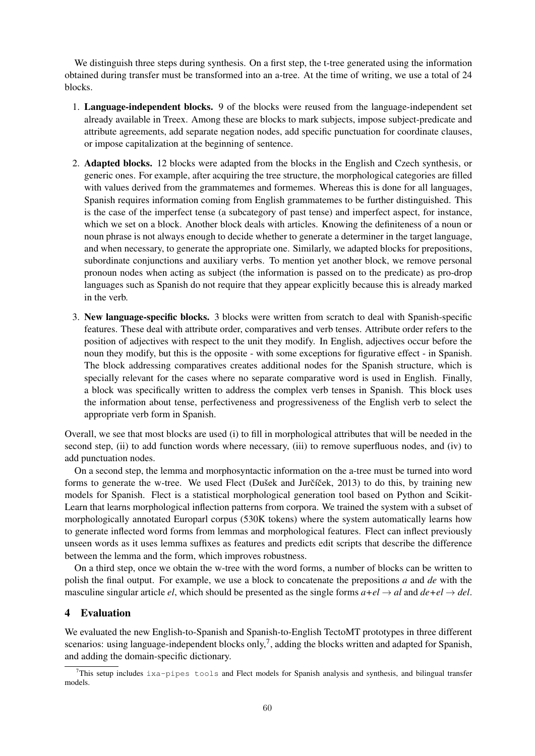We distinguish three steps during synthesis. On a first step, the t-tree generated using the information obtained during transfer must be transformed into an a-tree. At the time of writing, we use a total of 24 blocks.

1. **Language-independent blocks.** 9 of the blocks were reused from the language-independent set already available in Treex. Among these are blocks to mark subjects, impose subject-predicate and attribute agreements, add separate negation nodes, add specific punctuation for coordinate clauses, or impose capitalization at the beginning of sentence.

2. **Adapted blocks.** 12 blocks were adapted from the blocks in the English and Czech synthesis, or generic ones. For example, after acquiring the tree structure, the morphological categories are filled with values derived from the grammatemes and formemes. Whereas this is done for all languages, Spanish requires information coming from English grammatemes to be further distinguished. This is the case of the imperfect tense (a subcategory of past tense) and imperfect aspect, for instance, which we set on a block. Another block deals with articles. Knowing the definiteness of a noun or noun phrase is not always enough to decide whether to generate a determiner in the target language, and when necessary, to generate the appropriate one. Similarly, we adapted blocks for prepositions, subordinate conjunctions and auxiliary verbs. To mention yet another block, we remove personal pronoun nodes when acting as subject (the information is passed on to the predicate) as pro-drop languages such as Spanish do not require that they appear explicitly because this is already marked in the verb.

3. **New language-specific blocks.** 3 blocks were written from scratch to deal with Spanish-specific features. These deal with attribute order, comparatives and verb tenses. Attribute order refers to the position of adjectives with respect to the unit they modify. In English, adjectives occur before the noun they modify, but this is the opposite - with some exceptions for figurative effect - in Spanish. The block addressing comparatives creates additional nodes for the Spanish structure, which is specially relevant for the cases where no separate comparative word is used in English. Finally, a block was specifically written to address the complex verb tenses in Spanish. This block uses the information about tense, perfectiveness and progressiveness of the English verb to select the appropriate verb form in Spanish.

Overall, we see that most blocks are used (i) to fill in morphological attributes that will be needed in the second step, (ii) to add function words where necessary, (iii) to remove superfluous nodes, and (iv) to add punctuation nodes.

On a second step, the lemma and morphosyntactic information on the a-tree must be turned into word forms to generate the w-tree. We used Flect (Dušek and Jurčíček, 2013) to do this, by training new models for Spanish. Flect is a statistical morphological generation tool based on Python and Scikit-Learn that learns morphological inflection patterns from corpora. We trained the system with a subset of morphologically annotated Europarl corpus (530K tokens) where the system automatically learns how to generate inflected word forms from lemmas and morphological features. Flect can inflect previously unseen words as it uses lemma suffixes as features and predicts edit scripts that describe the difference between the lemma and the form, which improves robustness.

On a third step, once we obtain the w-tree with the word forms, a number of blocks can be written to polish the final output. For example, we use a block to concatenate the prepositions *a* and *de* with the masculine singular article *el*, which should be presented as the single forms *a+el* → *al* and *de+el* → *del*.

## 4 Evaluation

We evaluated the new English-to-Spanish and Spanish-to-English TectoMT prototypes in three different scenarios: using language-independent blocks only,[7], adding the blocks written and adapted for Spanish, and adding the domain-specific dictionary.

[7] This setup includes `ixa-pipes tools` and Flect models for Spanish analysis and synthesis, and bilingual transfer models.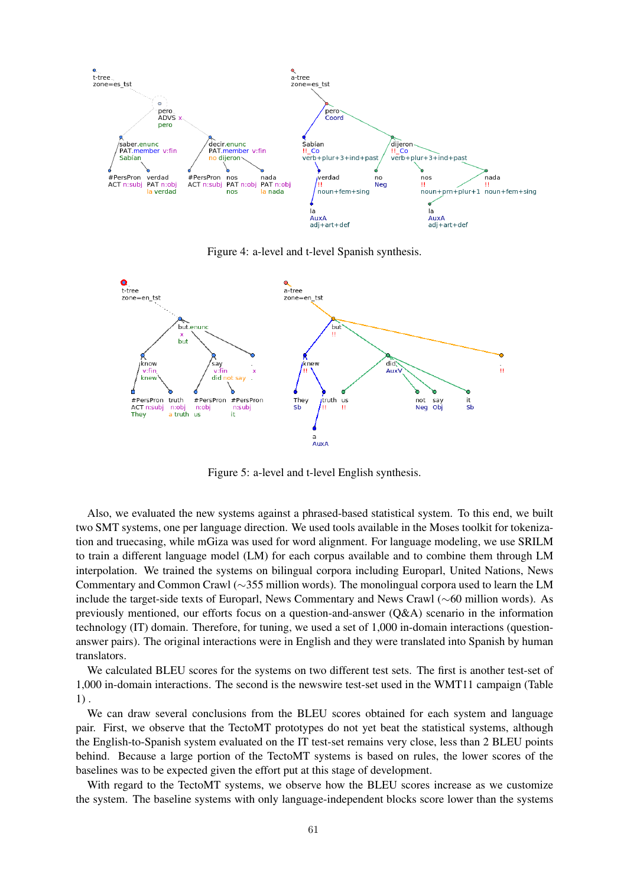Figure 4: a-level and t-level Spanish synthesis.

Figure 5: a-level and t-level English synthesis.

Also, we evaluated the new systems against a phrased-based statistical system. To this end, we built two SMT systems, one per language direction. We used tools available in the Moses toolkit for tokenization and truecasing, while mGiza was used for word alignment. For language modeling, we use SRILM to train a different language model (LM) for each corpus available and to combine them through LM interpolation. We trained the systems on bilingual corpora including Europarl, United Nations, News Commentary and Common Crawl (∼355 million words). The monolingual corpora used to learn the LM include the target-side texts of Europarl, News Commentary and News Crawl (∼60 million words). As previously mentioned, our efforts focus on a question-and-answer (Q&A) scenario in the information technology (IT) domain. Therefore, for tuning, we used a set of 1,000 in-domain interactions (question-answer pairs). The original interactions were in English and they were translated into Spanish by human translators.

We calculated BLEU scores for the systems on two different test sets. The first is another test-set of 1,000 in-domain interactions. The second is the newswire test-set used in the WMT11 campaign (Table 1) .

We can draw several conclusions from the BLEU scores obtained for each system and language pair. First, we observe that the TectoMT prototypes do not yet beat the statistical systems, although the English-to-Spanish system evaluated on the IT test-set remains very close, less than 2 BLEU points behind. Because a large portion of the TectoMT systems is based on rules, the lower scores of the baselines was to be expected given the effort put at this stage of development.

With regard to the TectoMT systems, we observe how the BLEU scores increase as we customize the system. The baseline systems with only language-independent blocks score lower than the systems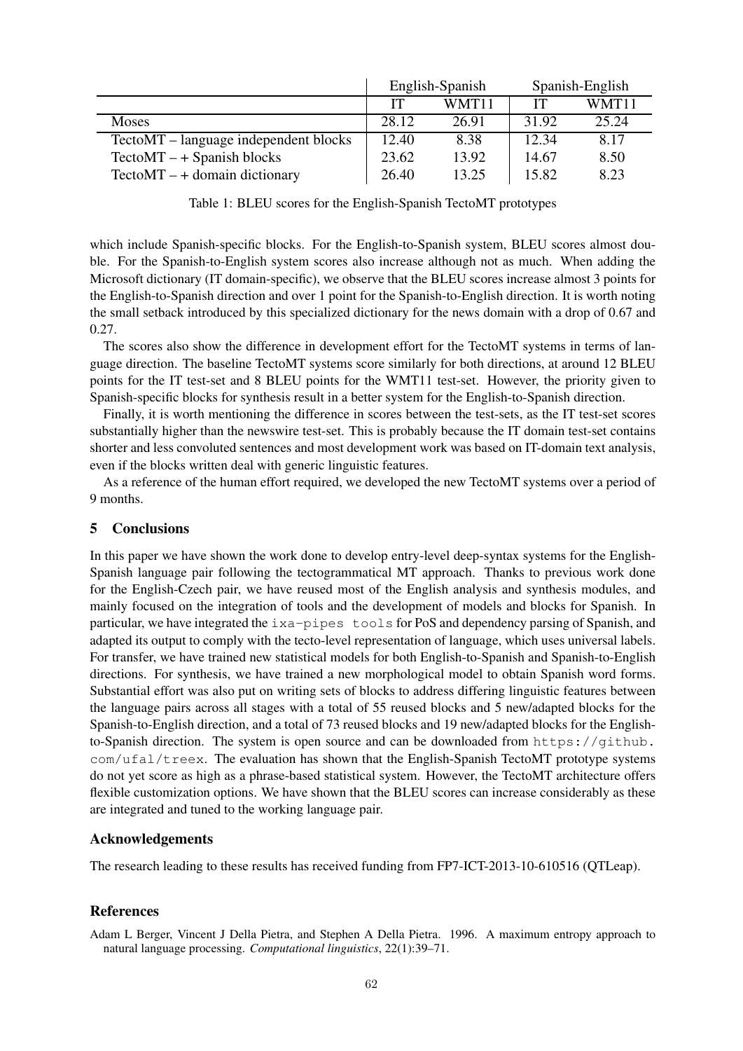| | English-Spanish | | Spanish-English | |
|---|---|---|---|---|
| | IT | WMT11 | IT | WMT11 |
| Moses | 28.12 | 26.91 | 31.92 | 25.24 |
| TectoMT – language independent blocks | 12.40 | 8.38 | 12.34 | 8.17 |
| TectoMT – + Spanish blocks | 23.62 | 13.92 | 14.67 | 8.50 |
| TectoMT – + domain dictionary | 26.40 | 13.25 | 15.82 | 8.23 |

Table 1: BLEU scores for the English-Spanish TectoMT prototypes

which include Spanish-specific blocks. For the English-to-Spanish system, BLEU scores almost double. For the Spanish-to-English system scores also increase although not as much. When adding the Microsoft dictionary (IT domain-specific), we observe that the BLEU scores increase almost 3 points for the English-to-Spanish direction and over 1 point for the Spanish-to-English direction. It is worth noting the small setback introduced by this specialized dictionary for the news domain with a drop of 0.67 and 0.27.

The scores also show the difference in development effort for the TectoMT systems in terms of language direction. The baseline TectoMT systems score similarly for both directions, at around 12 BLEU points for the IT test-set and 8 BLEU points for the WMT11 test-set. However, the priority given to Spanish-specific blocks for synthesis result in a better system for the English-to-Spanish direction.

Finally, it is worth mentioning the difference in scores between the test-sets, as the IT test-set scores substantially higher than the newswire test-set. This is probably because the IT domain test-set contains shorter and less convoluted sentences and most development work was based on IT-domain text analysis, even if the blocks written deal with generic linguistic features.

As a reference of the human effort required, we developed the new TectoMT systems over a period of 9 months.

## 5 Conclusions

In this paper we have shown the work done to develop entry-level deep-syntax systems for the English-Spanish language pair following the tectogrammatical MT approach. Thanks to previous work done for the English-Czech pair, we have reused most of the English analysis and synthesis modules, and mainly focused on the integration of tools and the development of models and blocks for Spanish. In particular, we have integrated the `ixa-pipes tools` for PoS and dependency parsing of Spanish, and adapted its output to comply with the tecto-level representation of language, which uses universal labels. For transfer, we have trained new statistical models for both English-to-Spanish and Spanish-to-English directions. For synthesis, we have trained a new morphological model to obtain Spanish word forms. Substantial effort was also put on writing sets of blocks to address differing linguistic features between the language pairs across all stages with a total of 55 reused blocks and 5 new/adapted blocks for the Spanish-to-English direction, and a total of 73 reused blocks and 19 new/adapted blocks for the English-to-Spanish direction. The system is open source and can be downloaded from `https://github.com/ufal/treex`. The evaluation has shown that the English-Spanish TectoMT prototype systems do not yet score as high as a phrase-based statistical system. However, the TectoMT architecture offers flexible customization options. We have shown that the BLEU scores can increase considerably as these are integrated and tuned to the working language pair.

### Acknowledgements

The research leading to these results has received funding from FP7-ICT-2013-10-610516 (QTLeap).

## References

Adam L Berger, Vincent J Della Pietra, and Stephen A Della Pietra. 1996. A maximum entropy approach to natural language processing. *Computational linguistics*, 22(1):39–71.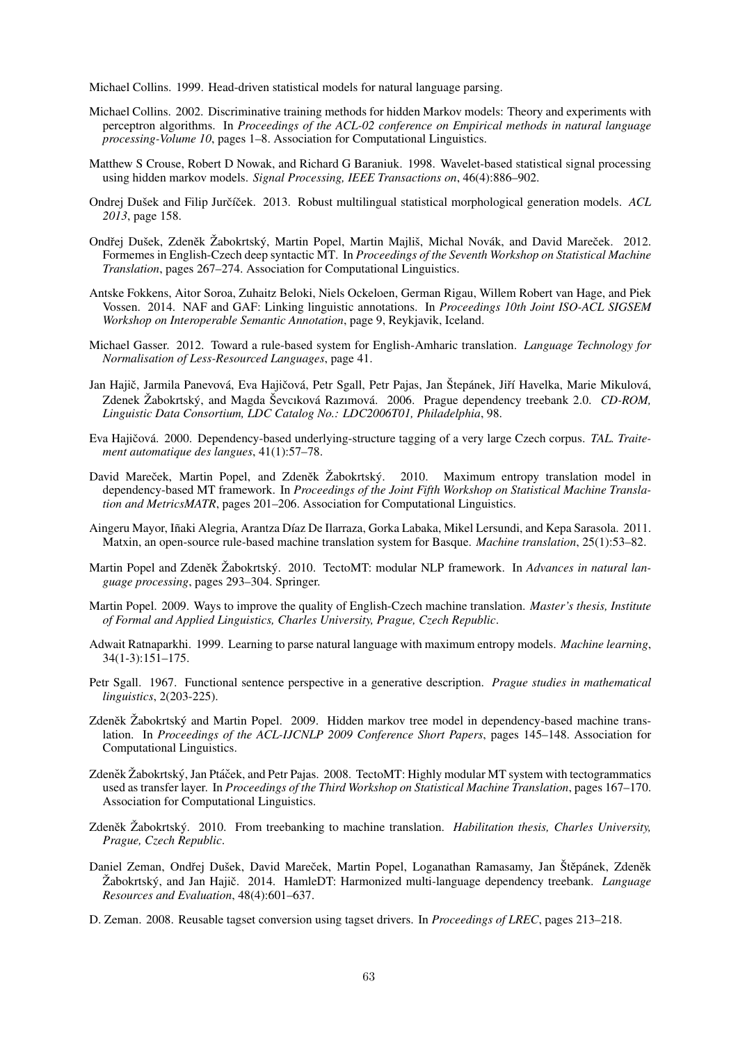Michael Collins. 1999. Head-driven statistical models for natural language parsing.

Michael Collins. 2002. Discriminative training methods for hidden Markov models: Theory and experiments with perceptron algorithms. In *Proceedings of the ACL-02 conference on Empirical methods in natural language processing-Volume 10*, pages 1–8. Association for Computational Linguistics.

Matthew S Crouse, Robert D Nowak, and Richard G Baraniuk. 1998. Wavelet-based statistical signal processing using hidden markov models. *Signal Processing, IEEE Transactions on*, 46(4):886–902.

Ondrej Dušek and Filip Jurčíček. 2013. Robust multilingual statistical morphological generation models. *ACL 2013*, page 158.

Ondřej Dušek, Zdeněk Žabokrtský, Martin Popel, Martin Majliš, Michal Novák, and David Mareček. 2012. Formemes in English-Czech deep syntactic MT. In *Proceedings of the Seventh Workshop on Statistical Machine Translation*, pages 267–274. Association for Computational Linguistics.

Antske Fokkens, Aitor Soroa, Zuhaitz Beloki, Niels Ockeloen, German Rigau, Willem Robert van Hage, and Piek Vossen. 2014. NAF and GAF: Linking linguistic annotations. In *Proceedings 10th Joint ISO-ACL SIGSEM Workshop on Interoperable Semantic Annotation*, page 9, Reykjavik, Iceland.

Michael Gasser. 2012. Toward a rule-based system for English-Amharic translation. *Language Technology for Normalisation of Less-Resourced Languages*, page 41.

Jan Hajič, Jarmila Panevová, Eva Hajičová, Petr Sgall, Petr Pajas, Jan Štepánek, Jiří Havelka, Marie Mikulová, Zdenek Žabokrtský, and Magda Ševcıková Razımová. 2006. Prague dependency treebank 2.0. *CD-ROM, Linguistic Data Consortium, LDC Catalog No.: LDC2006T01, Philadelphia*, 98.

Eva Hajičová. 2000. Dependency-based underlying-structure tagging of a very large Czech corpus. *TAL. Traitement automatique des langues*, 41(1):57–78.

David Mareček, Martin Popel, and Zdeněk Žabokrtský. 2010. Maximum entropy translation model in dependency-based MT framework. In *Proceedings of the Joint Fifth Workshop on Statistical Machine Translation and MetricsMATR*, pages 201–206. Association for Computational Linguistics.

Aingeru Mayor, Iñaki Alegria, Arantza Díaz De Ilarraza, Gorka Labaka, Mikel Lersundi, and Kepa Sarasola. 2011. Matxin, an open-source rule-based machine translation system for Basque. *Machine translation*, 25(1):53–82.

Martin Popel and Zdeněk Žabokrtský. 2010. TectoMT: modular NLP framework. In *Advances in natural language processing*, pages 293–304. Springer.

Martin Popel. 2009. Ways to improve the quality of English-Czech machine translation. *Master's thesis, Institute of Formal and Applied Linguistics, Charles University, Prague, Czech Republic*.

Adwait Ratnaparkhi. 1999. Learning to parse natural language with maximum entropy models. *Machine learning*, 34(1-3):151–175.

Petr Sgall. 1967. Functional sentence perspective in a generative description. *Prague studies in mathematical linguistics*, 2(203-225).

Zdeněk Žabokrtský and Martin Popel. 2009. Hidden markov tree model in dependency-based machine translation. In *Proceedings of the ACL-IJCNLP 2009 Conference Short Papers*, pages 145–148. Association for Computational Linguistics.

Zdeněk Žabokrtský, Jan Ptáček, and Petr Pajas. 2008. TectoMT: Highly modular MT system with tectogrammatics used as transfer layer. In *Proceedings of the Third Workshop on Statistical Machine Translation*, pages 167–170. Association for Computational Linguistics.

Zdeněk Žabokrtský. 2010. From treebanking to machine translation. *Habilitation thesis, Charles University, Prague, Czech Republic*.

Daniel Zeman, Ondřej Dušek, David Mareček, Martin Popel, Loganathan Ramasamy, Jan Štěpánek, Zdeněk Žabokrtský, and Jan Hajič. 2014. HamleDT: Harmonized multi-language dependency treebank. *Language Resources and Evaluation*, 48(4):601–637.

D. Zeman. 2008. Reusable tagset conversion using tagset drivers. In *Proceedings of LREC*, pages 213–218.